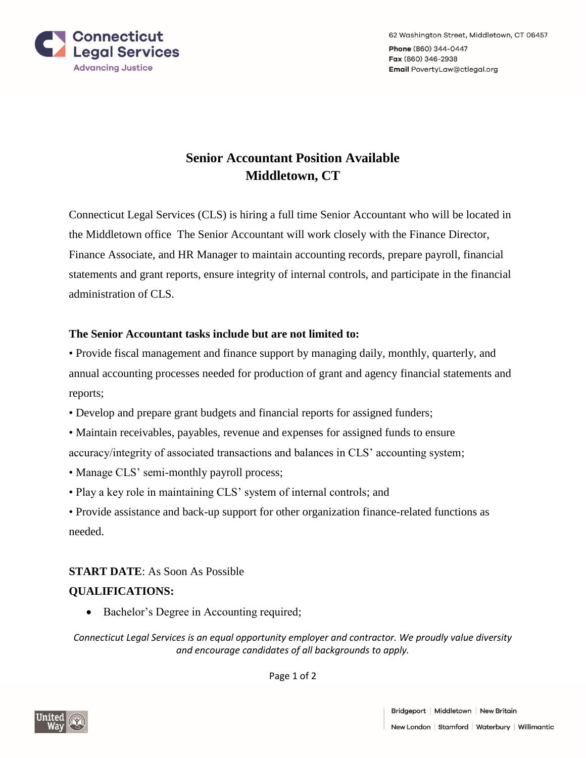Connecticut Legal Services
Advancing Justice

62 Washington Street, Middletown, CT 06457
**Phone** (860) 344-0447
**Fax** (860) 346-2938
**Email** PovertyLaw@ctlegal.org

# Senior Accountant Position Available
# Middletown, CT

Connecticut Legal Services (CLS) is hiring a full time Senior Accountant who will be located in the Middletown office The Senior Accountant will work closely with the Finance Director, Finance Associate, and HR Manager to maintain accounting records, prepare payroll, financial statements and grant reports, ensure integrity of internal controls, and participate in the financial administration of CLS.

**The Senior Accountant tasks include but are not limited to:**

• Provide fiscal management and finance support by managing daily, monthly, quarterly, and annual accounting processes needed for production of grant and agency financial statements and reports;

• Develop and prepare grant budgets and financial reports for assigned funders;

• Maintain receivables, payables, revenue and expenses for assigned funds to ensure accuracy/integrity of associated transactions and balances in CLS' accounting system;

• Manage CLS' semi-monthly payroll process;

• Play a key role in maintaining CLS' system of internal controls; and

• Provide assistance and back-up support for other organization finance-related functions as needed.

**START DATE**: As Soon As Possible

**QUALIFICATIONS:**

- Bachelor's Degree in Accounting required;

*Connecticut Legal Services is an equal opportunity employer and contractor. We proudly value diversity and encourage candidates of all backgrounds to apply.*

United Way

Bridgeport | Middletown | New Britain
New London | Stamford | Waterbury | Willimantic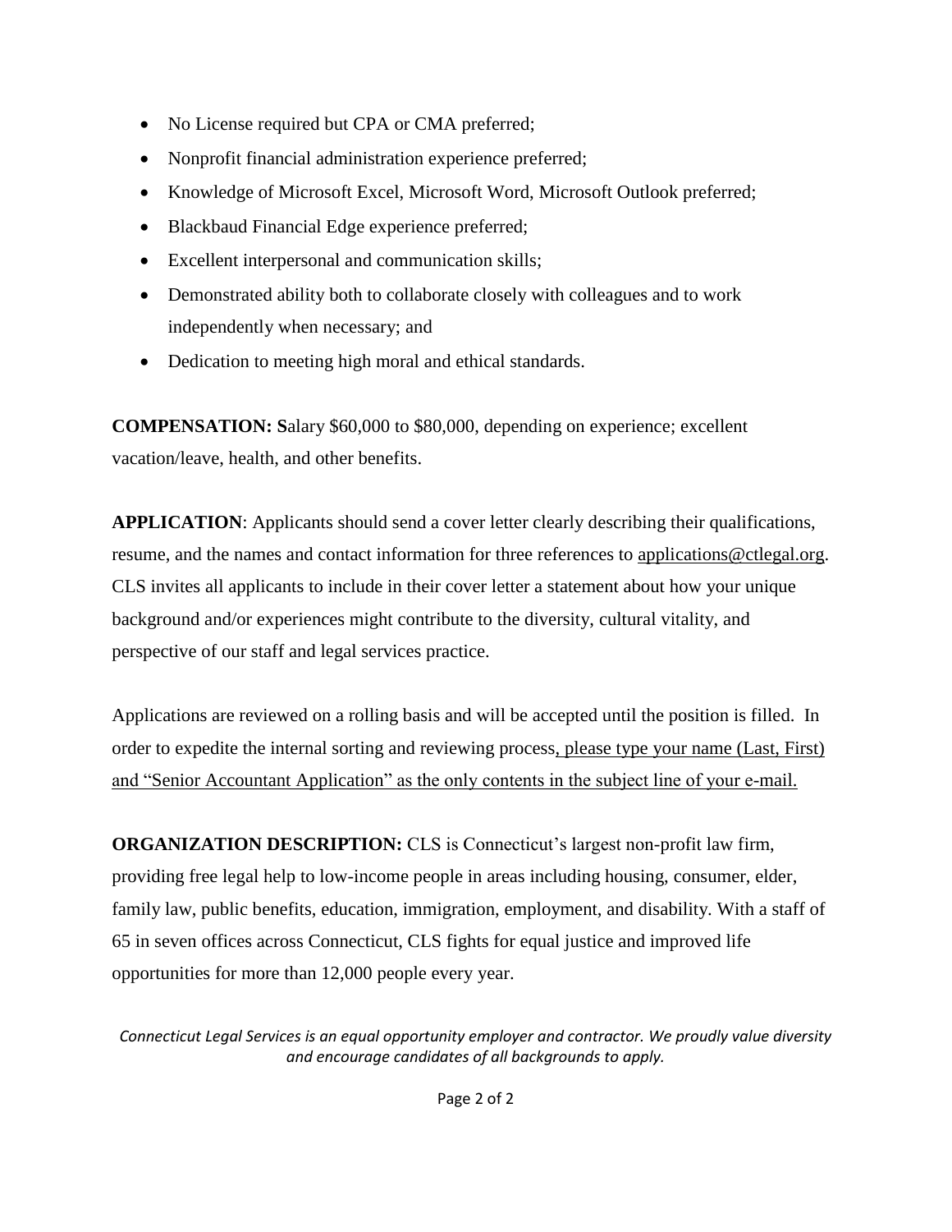- No License required but CPA or CMA preferred;
- Nonprofit financial administration experience preferred;
- Knowledge of Microsoft Excel, Microsoft Word, Microsoft Outlook preferred;
- Blackbaud Financial Edge experience preferred;
- Excellent interpersonal and communication skills;
- Demonstrated ability both to collaborate closely with colleagues and to work independently when necessary; and
- Dedication to meeting high moral and ethical standards.

**COMPENSATION: S**alary $60,000 to $80,000, depending on experience; excellent vacation/leave, health, and other benefits.

**APPLICATION**: Applicants should send a cover letter clearly describing their qualifications, resume, and the names and contact information for three references to applications@ctlegal.org. CLS invites all applicants to include in their cover letter a statement about how your unique background and/or experiences might contribute to the diversity, cultural vitality, and perspective of our staff and legal services practice.

Applications are reviewed on a rolling basis and will be accepted until the position is filled. In order to expedite the internal sorting and reviewing process, please type your name (Last, First) and "Senior Accountant Application" as the only contents in the subject line of your e-mail.

**ORGANIZATION DESCRIPTION:** CLS is Connecticut's largest non-profit law firm, providing free legal help to low-income people in areas including housing, consumer, elder, family law, public benefits, education, immigration, employment, and disability. With a staff of 65 in seven offices across Connecticut, CLS fights for equal justice and improved life opportunities for more than 12,000 people every year.

*Connecticut Legal Services is an equal opportunity employer and contractor. We proudly value diversity and encourage candidates of all backgrounds to apply.*